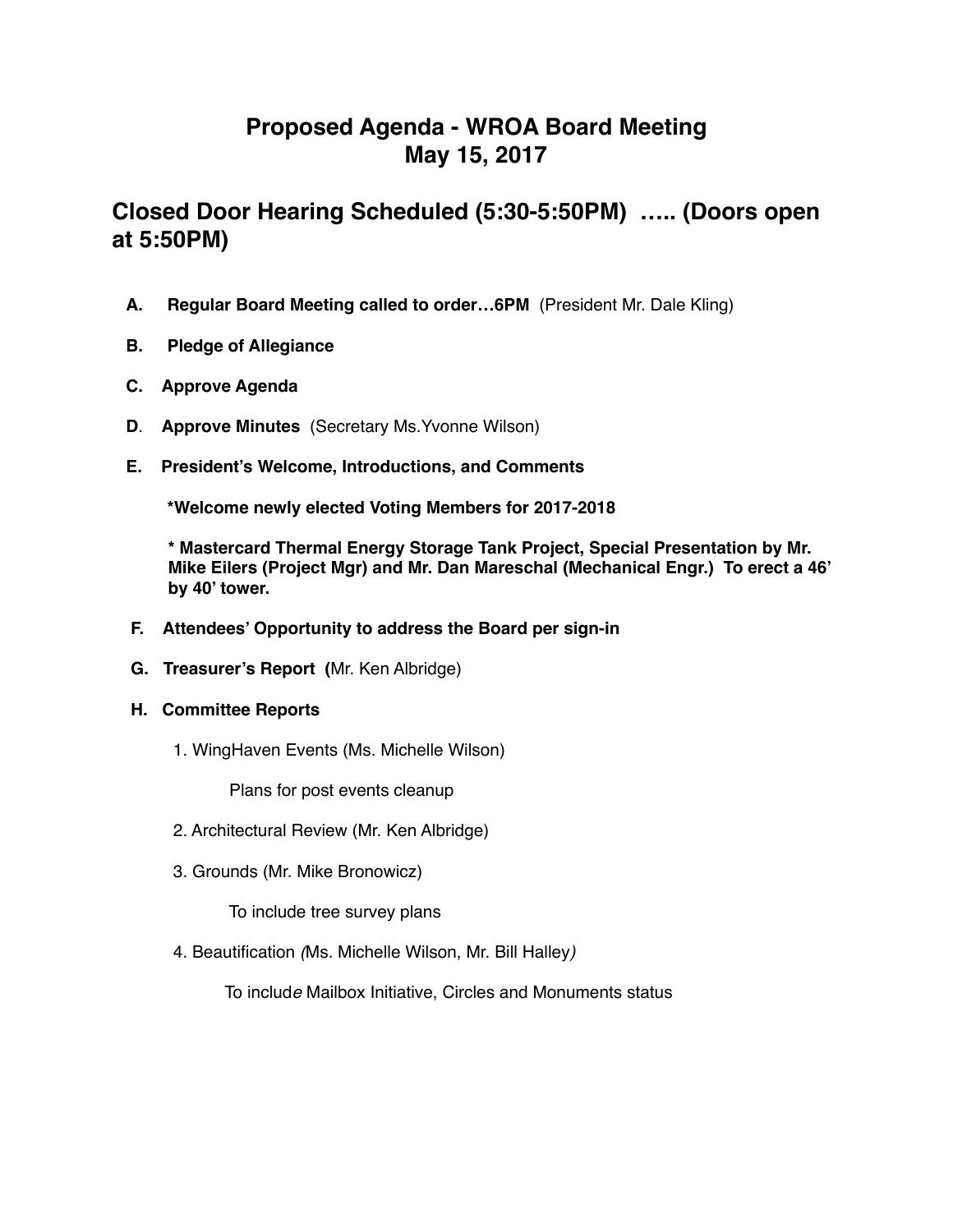# Proposed Agenda - WROA Board Meeting
# May 15, 2017

## Closed Door Hearing Scheduled (5:30-5:50PM) ….. (Doors open at 5:50PM)

**A. Regular Board Meeting called to order…6PM** (President Mr. Dale Kling)

**B. Pledge of Allegiance**

**C. Approve Agenda**

**D. Approve Minutes** (Secretary Ms.Yvonne Wilson)

**E. President's Welcome, Introductions, and Comments**

**\*Welcome newly elected Voting Members for 2017-2018**

**\* Mastercard Thermal Energy Storage Tank Project, Special Presentation by Mr. Mike Eilers (Project Mgr) and Mr. Dan Mareschal (Mechanical Engr.) To erect a 46' by 40' tower.**

**F. Attendees' Opportunity to address the Board per sign-in**

**G. Treasurer's Report (**Mr. Ken Albridge)

**H. Committee Reports**

1. WingHaven Events (Ms. Michelle Wilson)

   Plans for post events cleanup

2. Architectural Review (Mr. Ken Albridge)

3. Grounds (Mr. Mike Bronowicz)

   To include tree survey plans

4. Beautification *(*Ms. Michelle Wilson, Mr. Bill Halley*)*

   To includ*e* Mailbox Initiative, Circles and Monuments status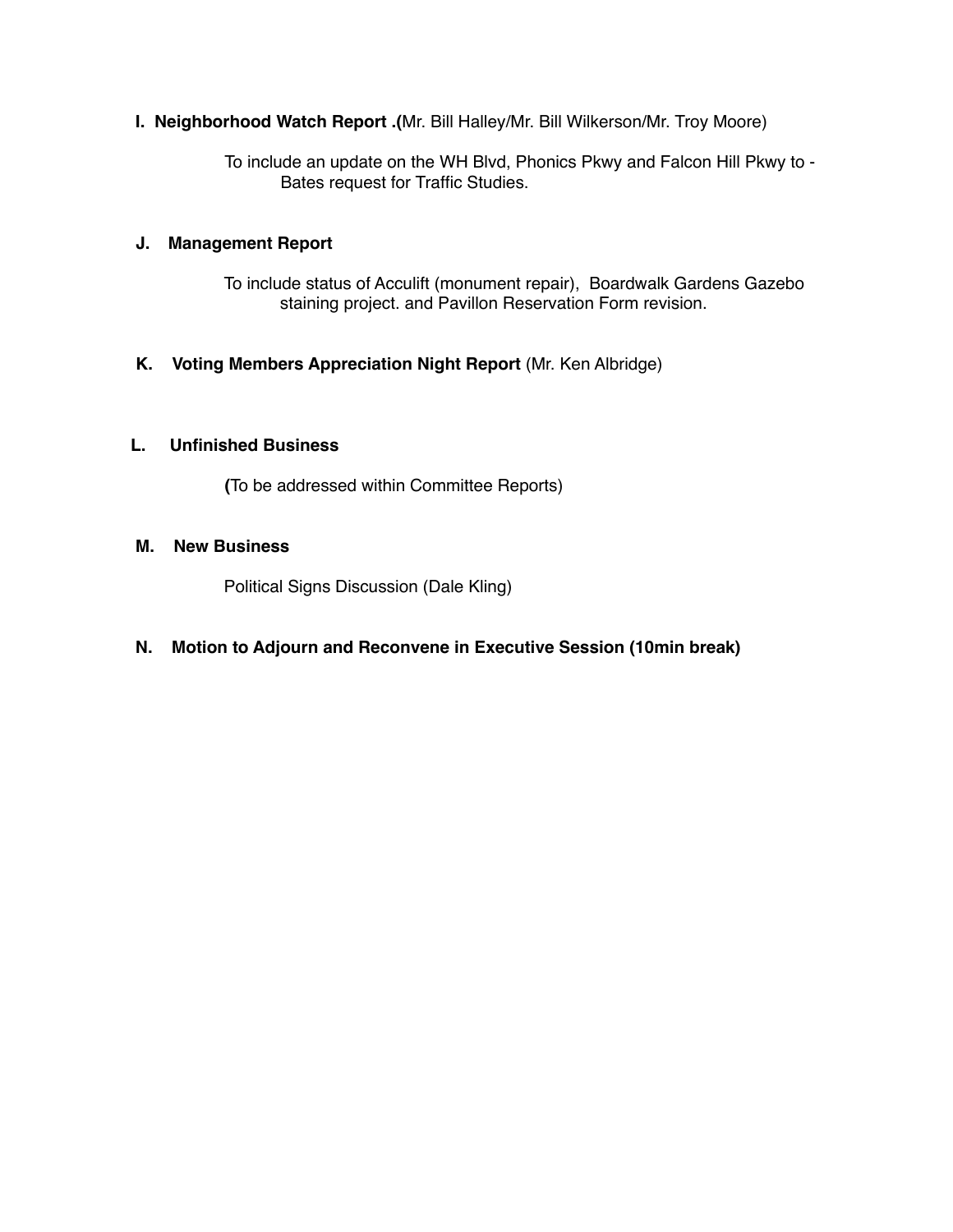**I. Neighborhood Watch Report .(**Mr. Bill Halley/Mr. Bill Wilkerson/Mr. Troy Moore)

To include an update on the WH Blvd, Phonics Pkwy and Falcon Hill Pkwy to - Bates request for Traffic Studies.

**J. Management Report**

To include status of Acculift (monument repair), Boardwalk Gardens Gazebo staining project. and Pavillon Reservation Form revision.

**K. Voting Members Appreciation Night Report** (Mr. Ken Albridge)

**L. Unfinished Business**

**(**To be addressed within Committee Reports)

**M. New Business**

Political Signs Discussion (Dale Kling)

**N. Motion to Adjourn and Reconvene in Executive Session (10min break)**